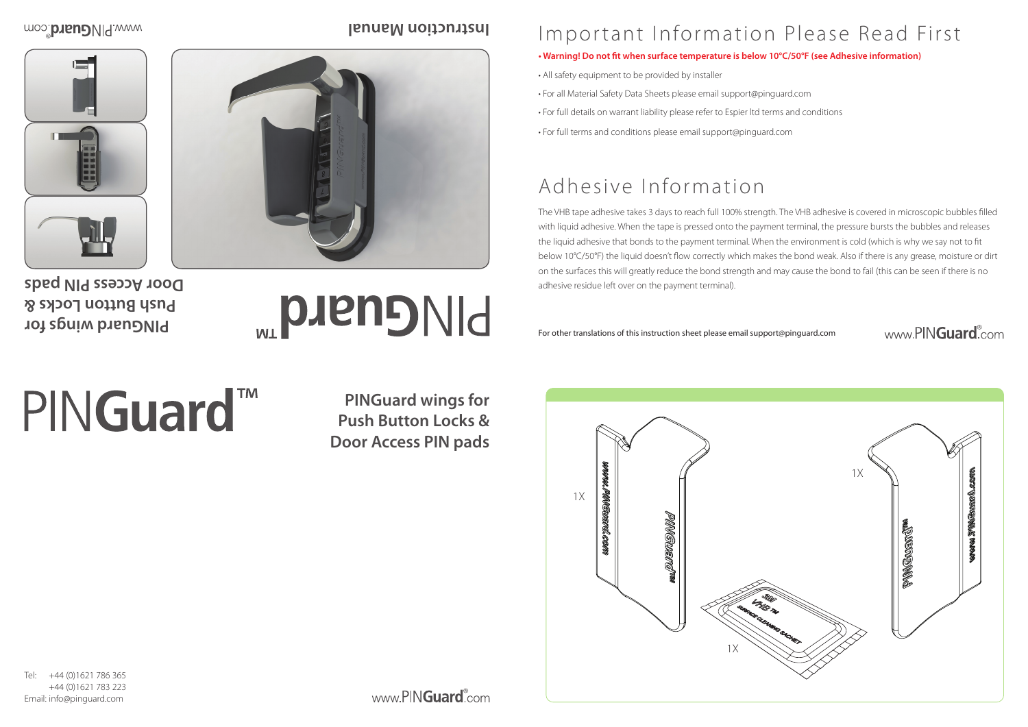# Important Information Please Read First

- **Warning! Do not fit when surface temperature is below 10°C/50°F (see Adhesive information)**
- All safety equipment to be provided by installer
- For all Material Safety Data Sheets please email support@pinguard.com
- For full details on warrant liability please refer to Espier ltd terms and conditions
- For full terms and conditions please email support@pinguard.com

# Adhesive Information

The VHB tape adhesive takes 3 days to reach full 100% strength. The VHB adhesive is covered in microscopic bubbles filled with liquid adhesive. When the tape is pressed onto the payment terminal, the pressure bursts the bubbles and releases the liquid adhesive that bonds to the payment terminal. When the environment is cold (which is why we say not to fit below 10°C/50°F) the liquid doesn't flow correctly which makes the bond weak. Also if there is any grease, moisture or dirt on the surfaces this will greatly reduce the bond strength and may cause the bond to fail (this can be seen if there is no adhesive residue left over on the payment terminal).

For other translations of this instruction sheet please email support@pinguard.com

www.PINGuard®.com

1X

1X

1X

# PINGuard™

**PINGuard wings for Push Button Locks & Door Access PIN pads**

Tel: +44 (0)1621 786 365
+44 (0)1621 783 223
Email: info@pinguard.com

www.PINGuard®.com

**Instruction Manual**

www.PINGuard®.com

# PINGuard TM

**PINGuard wings for Push Button Locks & Door Access PIN pads**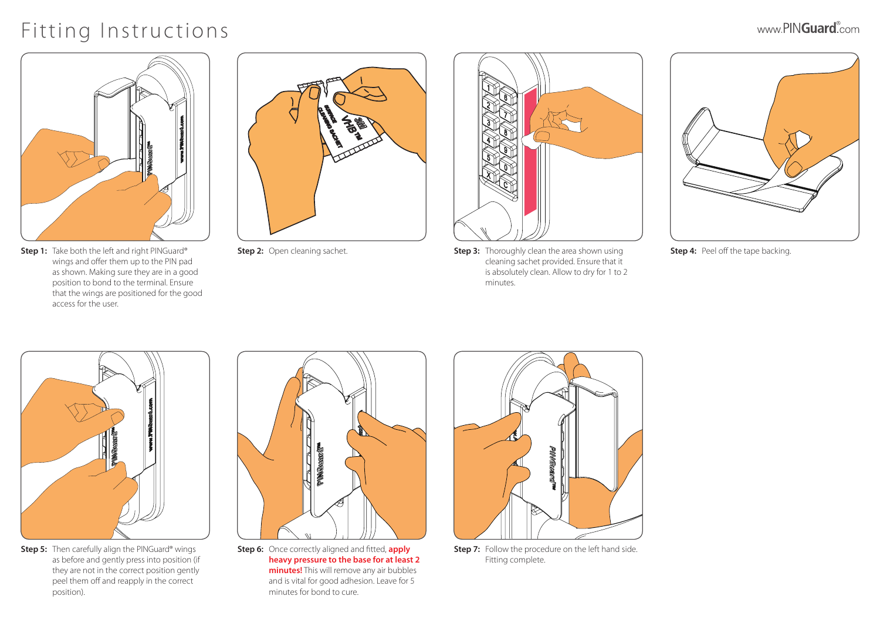# Fitting Instructions

www.PINGuard®.com

**Step 1:** Take both the left and right PINGuard® wings and offer them up to the PIN pad as shown. Making sure they are in a good position to bond to the terminal. Ensure that the wings are positioned for the good access for the user.

**Step 2:** Open cleaning sachet.

**Step 3:** Thoroughly clean the area shown using cleaning sachet provided. Ensure that it is absolutely clean. Allow to dry for 1 to 2 minutes.

**Step 4:** Peel off the tape backing.

**Step 5:** Then carefully align the PINGuard® wings as before and gently press into position (if they are not in the correct position gently peel them off and reapply in the correct position).

**Step 6:** Once correctly aligned and fitted, **apply heavy pressure to the base for at least 2 minutes!** This will remove any air bubbles and is vital for good adhesion. Leave for 5 minutes for bond to cure.

**Step 7:** Follow the procedure on the left hand side. Fitting complete.